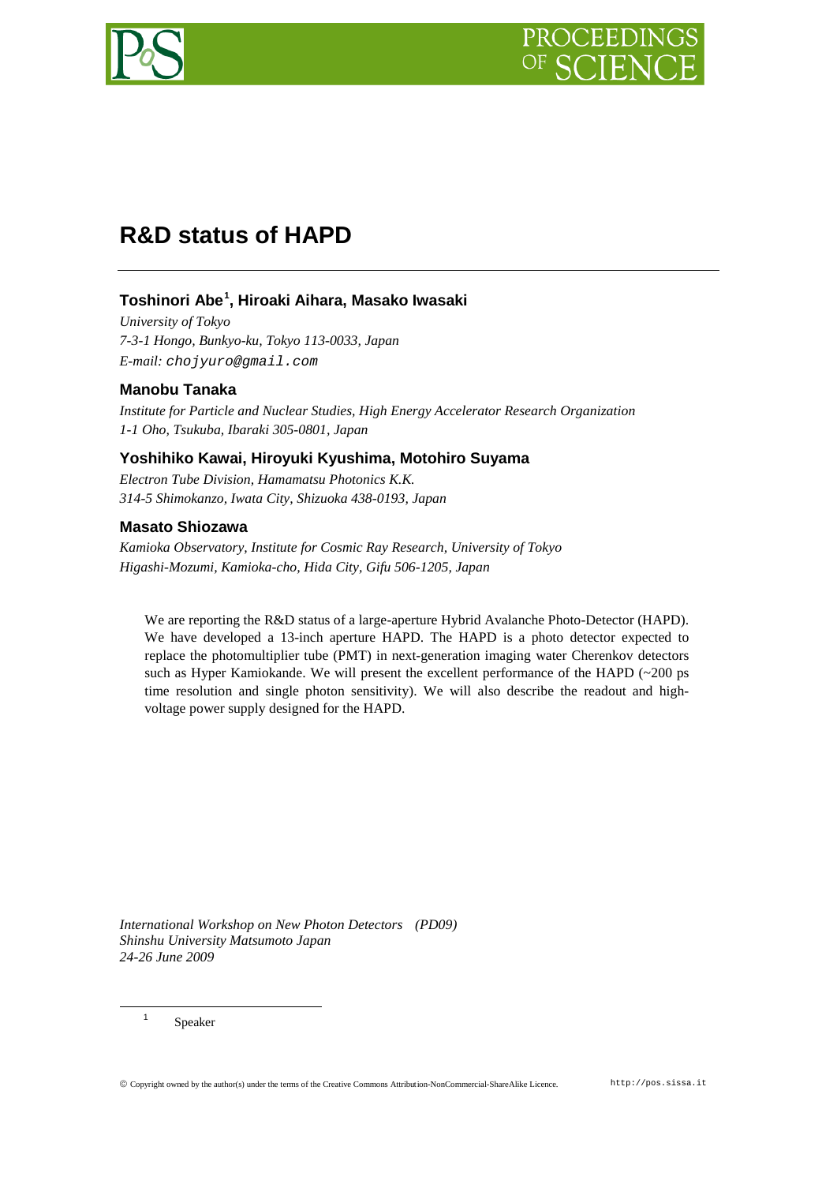# R&D status of HAPD

**Toshinori Abe[1], Hiroaki Aihara, Masako Iwasaki**

*University of Tokyo*
*7-3-1 Hongo, Bunkyo-ku, Tokyo 113-0033, Japan*
*E-mail:* `chojyuro@gmail.com`

**Manobu Tanaka**

*Institute for Particle and Nuclear Studies, High Energy Accelerator Research Organization*
*1-1 Oho, Tsukuba, Ibaraki 305-0801, Japan*

**Yoshihiko Kawai, Hiroyuki Kyushima, Motohiro Suyama**

*Electron Tube Division, Hamamatsu Photonics K.K.*
*314-5 Shimokanzo, Iwata City, Shizuoka 438-0193, Japan*

**Masato Shiozawa**

*Kamioka Observatory, Institute for Cosmic Ray Research, University of Tokyo*
*Higashi-Mozumi, Kamioka-cho, Hida City, Gifu 506-1205, Japan*

We are reporting the R&D status of a large-aperture Hybrid Avalanche Photo-Detector (HAPD). We have developed a 13-inch aperture HAPD. The HAPD is a photo detector expected to replace the photomultiplier tube (PMT) in next-generation imaging water Cherenkov detectors such as Hyper Kamiokande. We will present the excellent performance of the HAPD (~200 ps time resolution and single photon sensitivity). We will also describe the readout and high-voltage power supply designed for the HAPD.

*International Workshop on New Photon Detectors (PD09)*
*Shinshu University Matsumoto Japan*
*24-26 June 2009*

[1] Speaker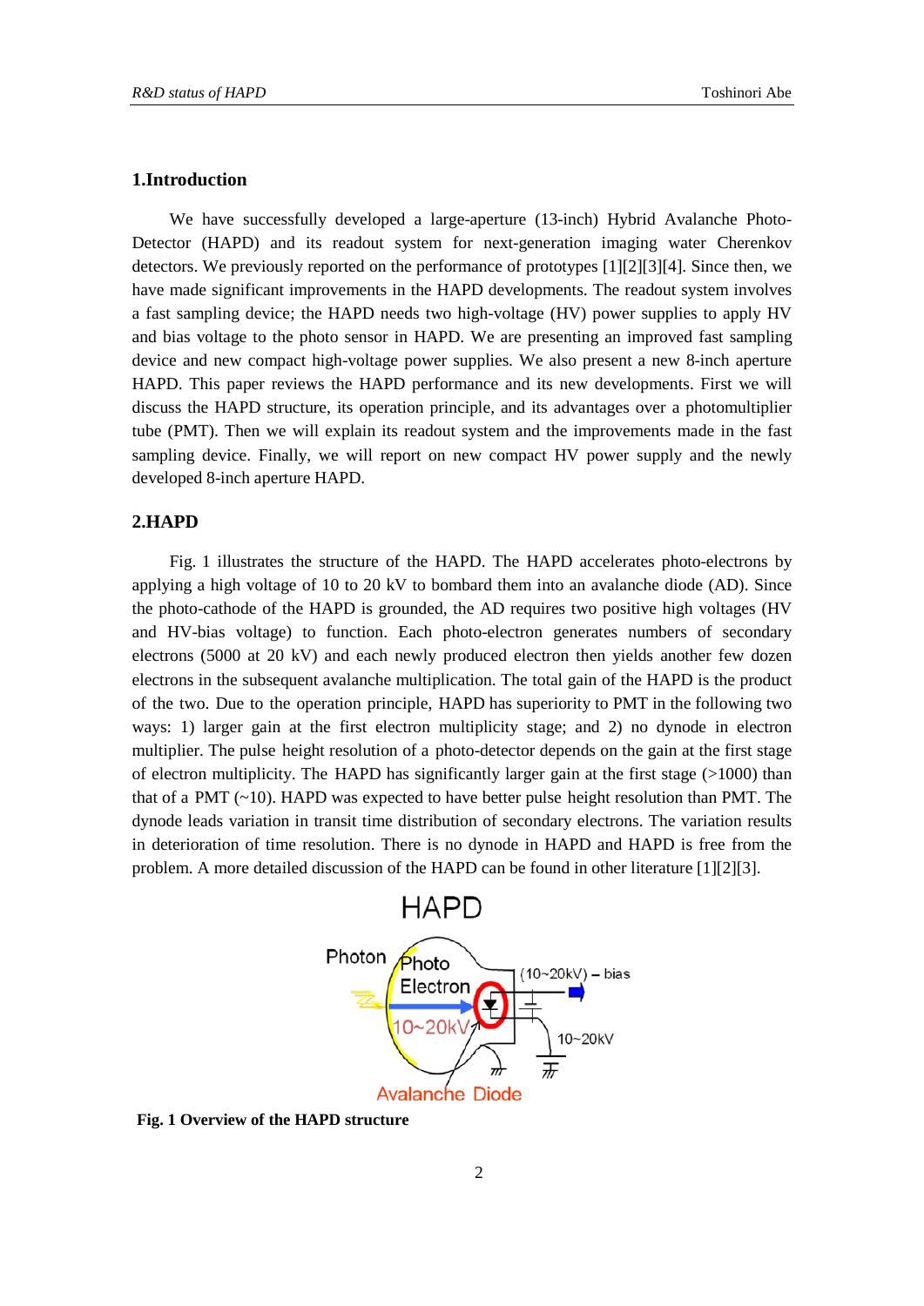## 1.Introduction

We have successfully developed a large-aperture (13-inch) Hybrid Avalanche Photo-Detector (HAPD) and its readout system for next-generation imaging water Cherenkov detectors. We previously reported on the performance of prototypes [1][2][3][4]. Since then, we have made significant improvements in the HAPD developments. The readout system involves a fast sampling device; the HAPD needs two high-voltage (HV) power supplies to apply HV and bias voltage to the photo sensor in HAPD. We are presenting an improved fast sampling device and new compact high-voltage power supplies. We also present a new 8-inch aperture HAPD. This paper reviews the HAPD performance and its new developments. First we will discuss the HAPD structure, its operation principle, and its advantages over a photomultiplier tube (PMT). Then we will explain its readout system and the improvements made in the fast sampling device. Finally, we will report on new compact HV power supply and the newly developed 8-inch aperture HAPD.

## 2.HAPD

Fig. 1 illustrates the structure of the HAPD. The HAPD accelerates photo-electrons by applying a high voltage of 10 to 20 kV to bombard them into an avalanche diode (AD). Since the photo-cathode of the HAPD is grounded, the AD requires two positive high voltages (HV and HV-bias voltage) to function. Each photo-electron generates numbers of secondary electrons (5000 at 20 kV) and each newly produced electron then yields another few dozen electrons in the subsequent avalanche multiplication. The total gain of the HAPD is the product of the two. Due to the operation principle, HAPD has superiority to PMT in the following two ways: 1) larger gain at the first electron multiplicity stage; and 2) no dynode in electron multiplier. The pulse height resolution of a photo-detector depends on the gain at the first stage of electron multiplicity. The HAPD has significantly larger gain at the first stage (>1000) than that of a PMT (~10). HAPD was expected to have better pulse height resolution than PMT. The dynode leads variation in transit time distribution of secondary electrons. The variation results in deterioration of time resolution. There is no dynode in HAPD and HAPD is free from the problem. A more detailed discussion of the HAPD can be found in other literature [1][2][3].

**Fig. 1 Overview of the HAPD structure**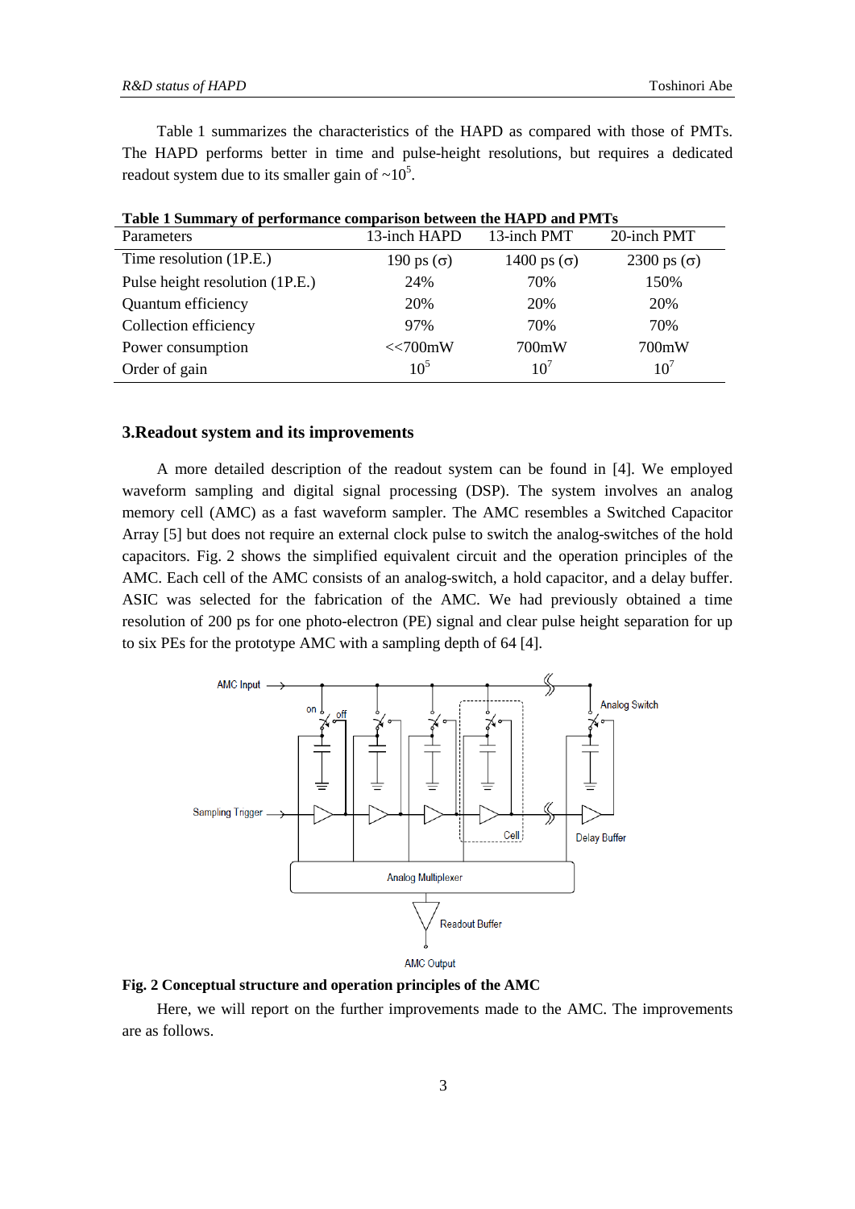Table 1 summarizes the characteristics of the HAPD as compared with those of PMTs. The HAPD performs better in time and pulse-height resolutions, but requires a dedicated readout system due to its smaller gain of ~$10^5$.

**Table 1 Summary of performance comparison between the HAPD and PMTs**

| Parameters | 13-inch HAPD | 13-inch PMT | 20-inch PMT |
|---|---|---|---|
| Time resolution (1P.E.) | 190 ps ($\sigma$) | 1400 ps ($\sigma$) | 2300 ps ($\sigma$) |
| Pulse height resolution (1P.E.) | 24% | 70% | 150% |
| Quantum efficiency | 20% | 20% | 20% |
| Collection efficiency | 97% | 70% | 70% |
| Power consumption | <<700mW | 700mW | 700mW |
| Order of gain | $10^5$ | $10^7$ | $10^7$ |

## 3.Readout system and its improvements

A more detailed description of the readout system can be found in [4]. We employed waveform sampling and digital signal processing (DSP). The system involves an analog memory cell (AMC) as a fast waveform sampler. The AMC resembles a Switched Capacitor Array [5] but does not require an external clock pulse to switch the analog-switches of the hold capacitors. Fig. 2 shows the simplified equivalent circuit and the operation principles of the AMC. Each cell of the AMC consists of an analog-switch, a hold capacitor, and a delay buffer. ASIC was selected for the fabrication of the AMC. We had previously obtained a time resolution of 200 ps for one photo-electron (PE) signal and clear pulse height separation for up to six PEs for the prototype AMC with a sampling depth of 64 [4].

**Fig. 2 Conceptual structure and operation principles of the AMC**

Here, we will report on the further improvements made to the AMC. The improvements are as follows.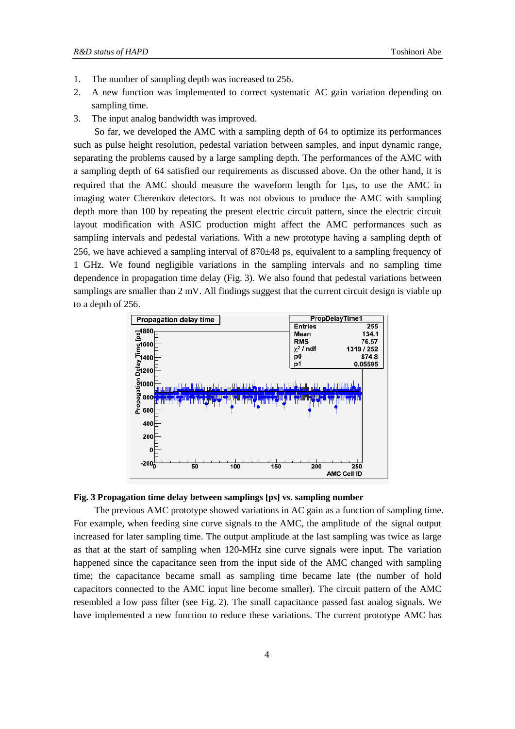1. The number of sampling depth was increased to 256.
2. A new function was implemented to correct systematic AC gain variation depending on sampling time.
3. The input analog bandwidth was improved.

So far, we developed the AMC with a sampling depth of 64 to optimize its performances such as pulse height resolution, pedestal variation between samples, and input dynamic range, separating the problems caused by a large sampling depth. The performances of the AMC with a sampling depth of 64 satisfied our requirements as discussed above. On the other hand, it is required that the AMC should measure the waveform length for 1μs, to use the AMC in imaging water Cherenkov detectors. It was not obvious to produce the AMC with sampling depth more than 100 by repeating the present electric circuit pattern, since the electric circuit layout modification with ASIC production might affect the AMC performances such as sampling intervals and pedestal variations. With a new prototype having a sampling depth of 256, we have achieved a sampling interval of 870±48 ps, equivalent to a sampling frequency of 1 GHz. We found negligible variations in the sampling intervals and no sampling time dependence in propagation time delay (Fig. 3). We also found that pedestal variations between samplings are smaller than 2 mV. All findings suggest that the current circuit design is viable up to a depth of 256.

**Fig. 3 Propagation time delay between samplings [ps] vs. sampling number**

The previous AMC prototype showed variations in AC gain as a function of sampling time. For example, when feeding sine curve signals to the AMC, the amplitude of the signal output increased for later sampling time. The output amplitude at the last sampling was twice as large as that at the start of sampling when 120-MHz sine curve signals were input. The variation happened since the capacitance seen from the input side of the AMC changed with sampling time; the capacitance became small as sampling time became late (the number of hold capacitors connected to the AMC input line become smaller). The circuit pattern of the AMC resembled a low pass filter (see Fig. 2). The small capacitance passed fast analog signals. We have implemented a new function to reduce these variations. The current prototype AMC has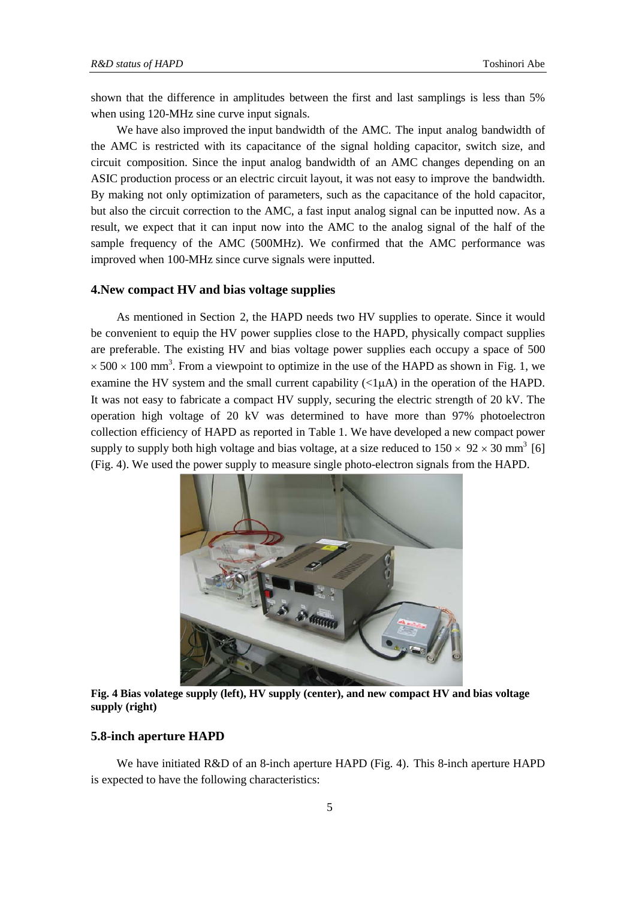shown that the difference in amplitudes between the first and last samplings is less than 5% when using 120-MHz sine curve input signals.

We have also improved the input bandwidth of the AMC. The input analog bandwidth of the AMC is restricted with its capacitance of the signal holding capacitor, switch size, and circuit composition. Since the input analog bandwidth of an AMC changes depending on an ASIC production process or an electric circuit layout, it was not easy to improve the bandwidth. By making not only optimization of parameters, such as the capacitance of the hold capacitor, but also the circuit correction to the AMC, a fast input analog signal can be inputted now. As a result, we expect that it can input now into the AMC to the analog signal of the half of the sample frequency of the AMC (500MHz). We confirmed that the AMC performance was improved when 100-MHz since curve signals were inputted.

### 4.New compact HV and bias voltage supplies

As mentioned in Section 2, the HAPD needs two HV supplies to operate. Since it would be convenient to equip the HV power supplies close to the HAPD, physically compact supplies are preferable. The existing HV and bias voltage power supplies each occupy a space of $500 \times 500 \times 100$ mm$^3$. From a viewpoint to optimize in the use of the HAPD as shown in Fig. 1, we examine the HV system and the small current capability (<1μA) in the operation of the HAPD. It was not easy to fabricate a compact HV supply, securing the electric strength of 20 kV. The operation high voltage of 20 kV was determined to have more than 97% photoelectron collection efficiency of HAPD as reported in Table 1. We have developed a new compact power supply to supply both high voltage and bias voltage, at a size reduced to $150 \times 92 \times 30$ mm$^3$ [6] (Fig. 4). We used the power supply to measure single photo-electron signals from the HAPD.

**Fig. 4 Bias volatege supply (left), HV supply (center), and new compact HV and bias voltage supply (right)**

### 5.8-inch aperture HAPD

We have initiated R&D of an 8-inch aperture HAPD (Fig. 4). This 8-inch aperture HAPD is expected to have the following characteristics: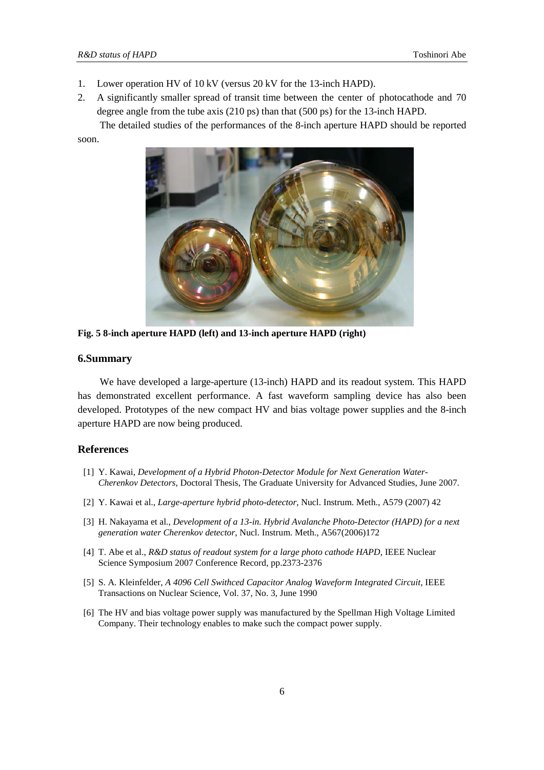1. Lower operation HV of 10 kV (versus 20 kV for the 13-inch HAPD).
2. A significantly smaller spread of transit time between the center of photocathode and 70 degree angle from the tube axis (210 ps) than that (500 ps) for the 13-inch HAPD.

The detailed studies of the performances of the 8-inch aperture HAPD should be reported soon.

**Fig. 5 8-inch aperture HAPD (left) and 13-inch aperture HAPD (right)**

## 6.Summary

We have developed a large-aperture (13-inch) HAPD and its readout system. This HAPD has demonstrated excellent performance. A fast waveform sampling device has also been developed. Prototypes of the new compact HV and bias voltage power supplies and the 8-inch aperture HAPD are now being produced.

## References

[1] Y. Kawai, *Development of a Hybrid Photon-Detector Module for Next Generation Water-Cherenkov Detectors*, Doctoral Thesis, The Graduate University for Advanced Studies, June 2007.

[2] Y. Kawai et al., *Large-aperture hybrid photo-detector*, Nucl. Instrum. Meth., A579 (2007) 42

[3] H. Nakayama et al., *Development of a 13-in. Hybrid Avalanche Photo-Detector (HAPD) for a next generation water Cherenkov detector*, Nucl. Instrum. Meth., A567(2006)172

[4] T. Abe et al., *R&D status of readout system for a large photo cathode HAPD*, IEEE Nuclear Science Symposium 2007 Conference Record, pp.2373-2376

[5] S. A. Kleinfelder, *A 4096 Cell Swithced Capacitor Analog Waveform Integrated Circuit*, IEEE Transactions on Nuclear Science, Vol. 37, No. 3, June 1990

[6] The HV and bias voltage power supply was manufactured by the Spellman High Voltage Limited Company. Their technology enables to make such the compact power supply.